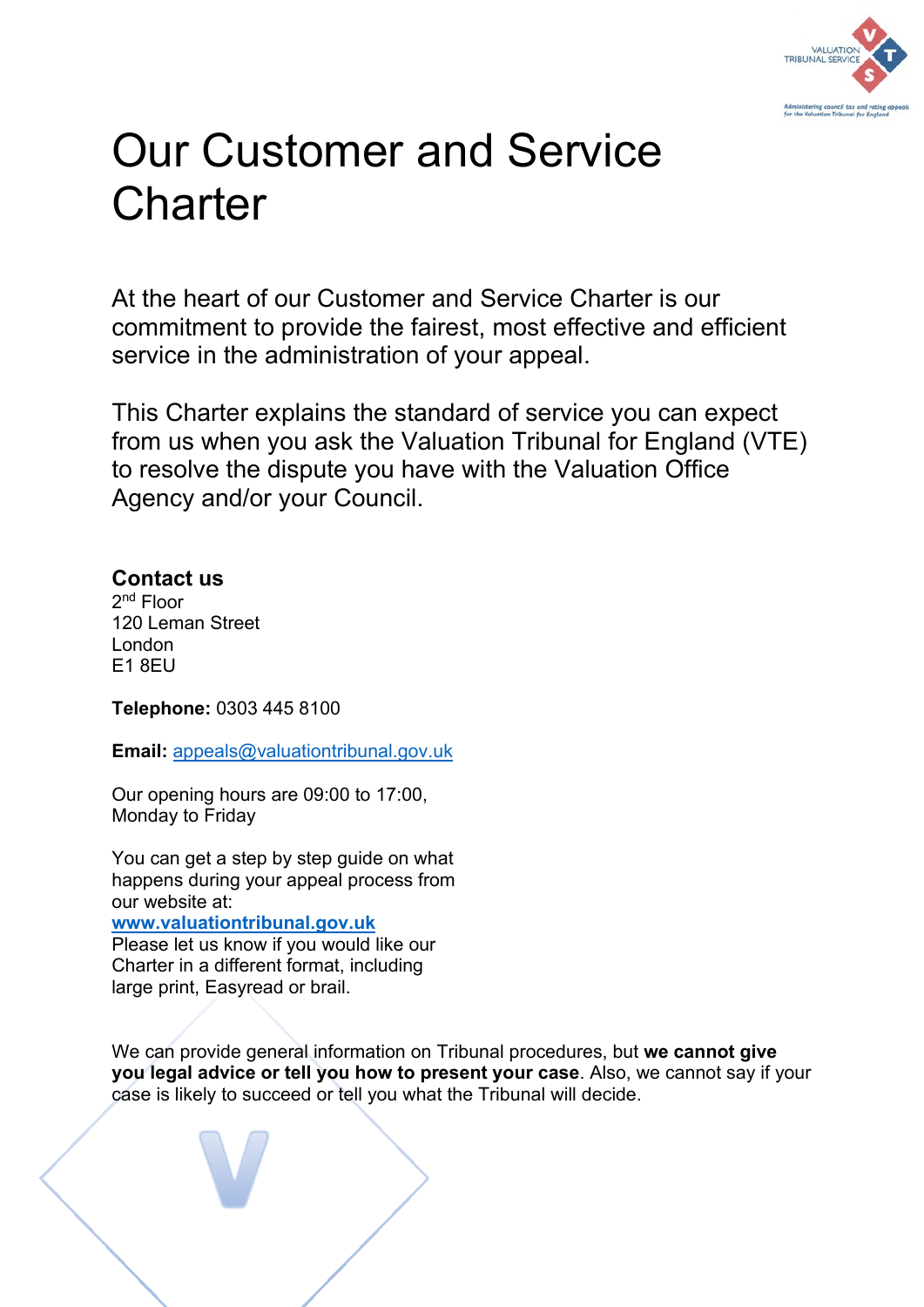# Our Customer and Service Charter

At the heart of our Customer and Service Charter is our commitment to provide the fairest, most effective and efficient service in the administration of your appeal.

This Charter explains the standard of service you can expect from us when you ask the Valuation Tribunal for England (VTE) to resolve the dispute you have with the Valuation Office Agency and/or your Council.

**Contact us**
2nd Floor
120 Leman Street
London
E1 8EU

**Telephone:** 0303 445 8100

**Email:** appeals@valuationtribunal.gov.uk

Our opening hours are 09:00 to 17:00, Monday to Friday

You can get a step by step guide on what happens during your appeal process from our website at:
**www.valuationtribunal.gov.uk**
Please let us know if you would like our Charter in a different format, including large print, Easyread or brail.

We can provide general information on Tribunal procedures, but **we cannot give you legal advice or tell you how to present your case**. Also, we cannot say if your case is likely to succeed or tell you what the Tribunal will decide.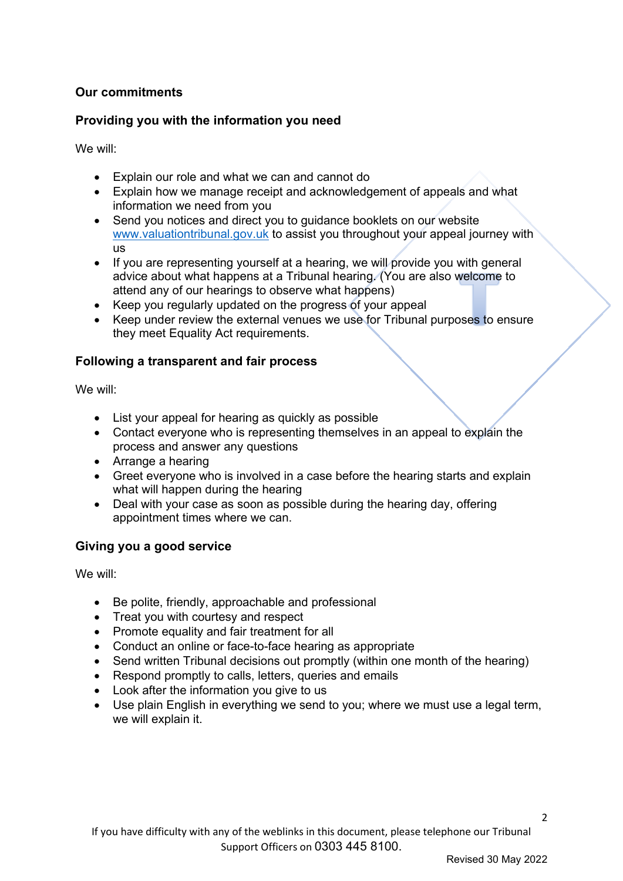## Our commitments

### Providing you with the information you need

We will:

- Explain our role and what we can and cannot do
- Explain how we manage receipt and acknowledgement of appeals and what information we need from you
- Send you notices and direct you to guidance booklets on our website [www.valuationtribunal.gov.uk](http://www.valuationtribunal.gov.uk) to assist you throughout your appeal journey with us
- If you are representing yourself at a hearing, we will provide you with general advice about what happens at a Tribunal hearing. (You are also welcome to attend any of our hearings to observe what happens)
- Keep you regularly updated on the progress of your appeal
- Keep under review the external venues we use for Tribunal purposes to ensure they meet Equality Act requirements.

### Following a transparent and fair process

We will:

- List your appeal for hearing as quickly as possible
- Contact everyone who is representing themselves in an appeal to explain the process and answer any questions
- Arrange a hearing
- Greet everyone who is involved in a case before the hearing starts and explain what will happen during the hearing
- Deal with your case as soon as possible during the hearing day, offering appointment times where we can.

### Giving you a good service

We will:

- Be polite, friendly, approachable and professional
- Treat you with courtesy and respect
- Promote equality and fair treatment for all
- Conduct an online or face-to-face hearing as appropriate
- Send written Tribunal decisions out promptly (within one month of the hearing)
- Respond promptly to calls, letters, queries and emails
- Look after the information you give to us
- Use plain English in everything we send to you; where we must use a legal term, we will explain it.

If you have difficulty with any of the weblinks in this document, please telephone our Tribunal Support Officers on 0303 445 8100.

Revised 30 May 2022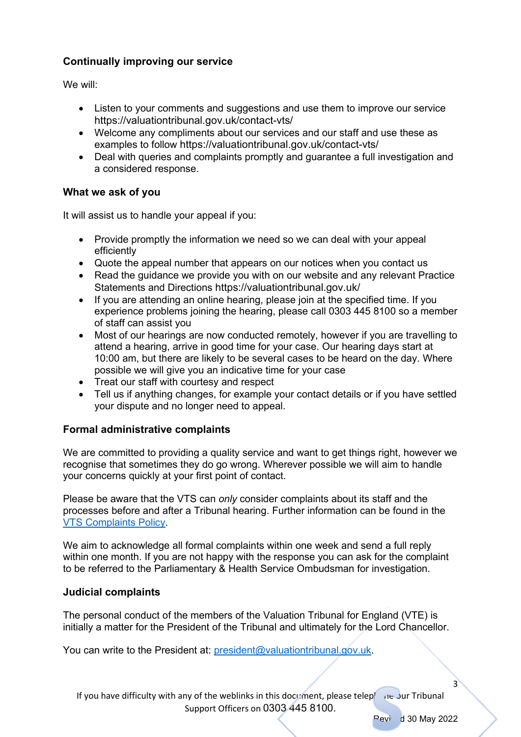## Continually improving our service

We will:

- Listen to your comments and suggestions and use them to improve our service https://valuationtribunal.gov.uk/contact-vts/
- Welcome any compliments about our services and our staff and use these as examples to follow https://valuationtribunal.gov.uk/contact-vts/
- Deal with queries and complaints promptly and guarantee a full investigation and a considered response.

## What we ask of you

It will assist us to handle your appeal if you:

- Provide promptly the information we need so we can deal with your appeal efficiently
- Quote the appeal number that appears on our notices when you contact us
- Read the guidance we provide you with on our website and any relevant Practice Statements and Directions https://valuationtribunal.gov.uk/
- If you are attending an online hearing, please join at the specified time. If you experience problems joining the hearing, please call 0303 445 8100 so a member of staff can assist you
- Most of our hearings are now conducted remotely, however if you are travelling to attend a hearing, arrive in good time for your case. Our hearing days start at 10:00 am, but there are likely to be several cases to be heard on the day. Where possible we will give you an indicative time for your case
- Treat our staff with courtesy and respect
- Tell us if anything changes, for example your contact details or if you have settled your dispute and no longer need to appeal.

## Formal administrative complaints

We are committed to providing a quality service and want to get things right, however we recognise that sometimes they do go wrong. Wherever possible we will aim to handle your concerns quickly at your first point of contact.

Please be aware that the VTS can *only* consider complaints about its staff and the processes before and after a Tribunal hearing. Further information can be found in the VTS Complaints Policy.

We aim to acknowledge all formal complaints within one week and send a full reply within one month. If you are not happy with the response you can ask for the complaint to be referred to the Parliamentary & Health Service Ombudsman for investigation.

## Judicial complaints

The personal conduct of the members of the Valuation Tribunal for England (VTE) is initially a matter for the President of the Tribunal and ultimately for the Lord Chancellor.

You can write to the President at: president@valuationtribunal.gov.uk.

If you have difficulty with any of the weblinks in this document, please telephone our Tribunal Support Officers on 0303 445 8100.

Revised 30 May 2022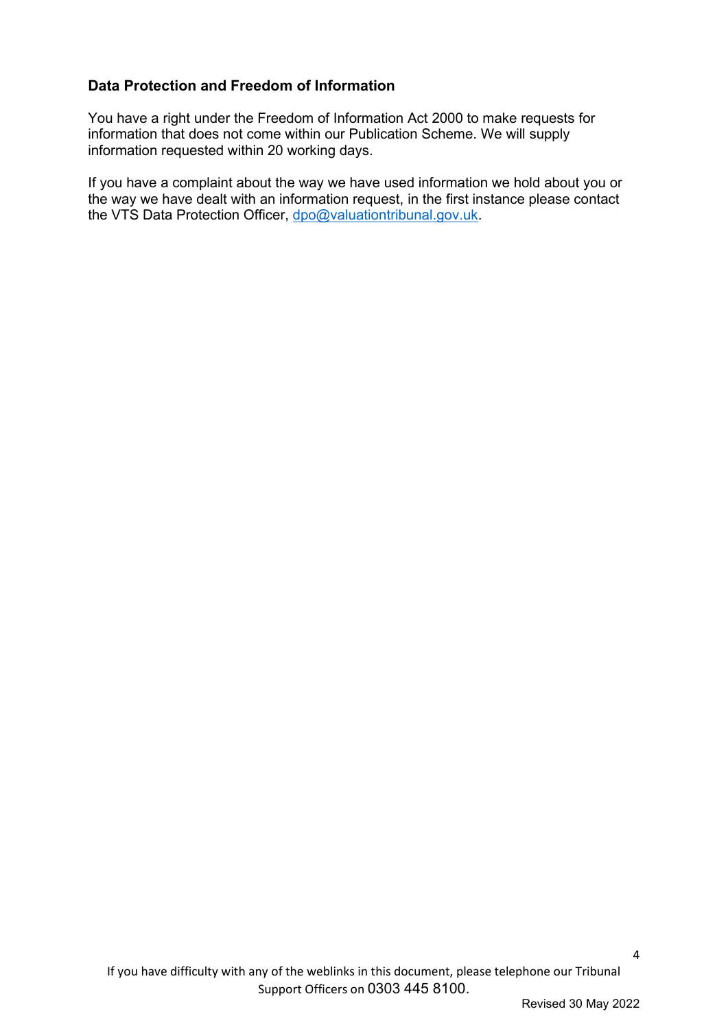**Data Protection and Freedom of Information**

You have a right under the Freedom of Information Act 2000 to make requests for information that does not come within our Publication Scheme. We will supply information requested within 20 working days.

If you have a complaint about the way we have used information we hold about you or the way we have dealt with an information request, in the first instance please contact the VTS Data Protection Officer, dpo@valuationtribunal.gov.uk.